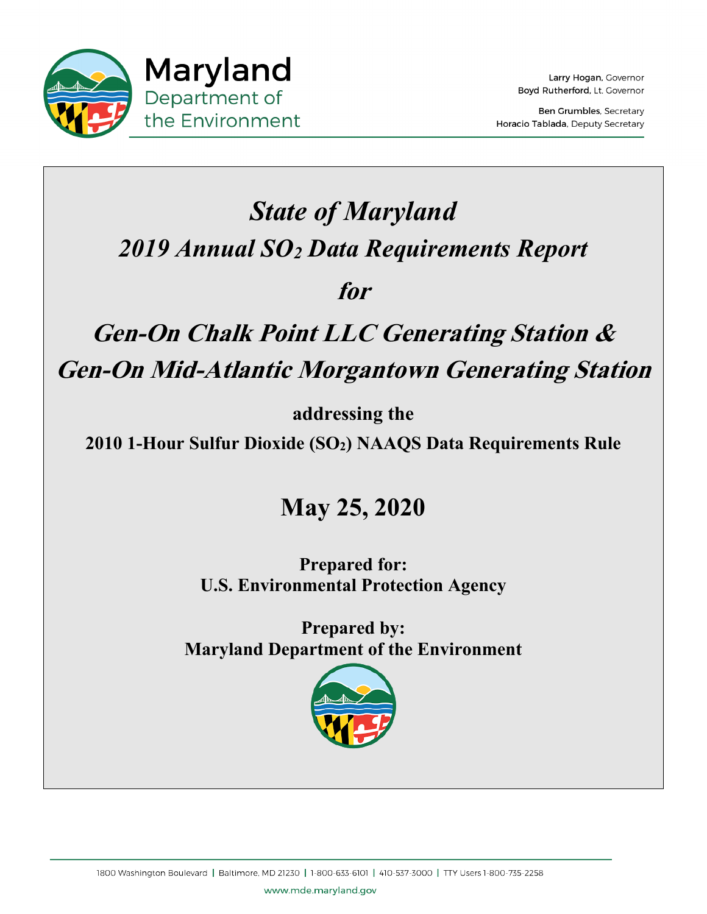# Maryland Department of the Environment

Larry Hogan, Governor
Boyd Rutherford, Lt. Governor

Ben Grumbles, Secretary
Horacio Tablada, Deputy Secretary

# *State of Maryland*

## *2019 Annual $SO_2$ Data Requirements Report*

## *for*

## *Gen-On Chalk Point LLC Generating Station & Gen-On Mid-Atlantic Morgantown Generating Station*

**addressing the**

**2010 1-Hour Sulfur Dioxide ($SO_2$) NAAQS Data Requirements Rule**

## May 25, 2020

**Prepared for:**
**U.S. Environmental Protection Agency**

**Prepared by:**
**Maryland Department of the Environment**

1800 Washington Boulevard | Baltimore, MD 21230 | 1-800-633-6101 | 410-537-3000 | TTY Users 1-800-735-2258

www.mde.maryland.gov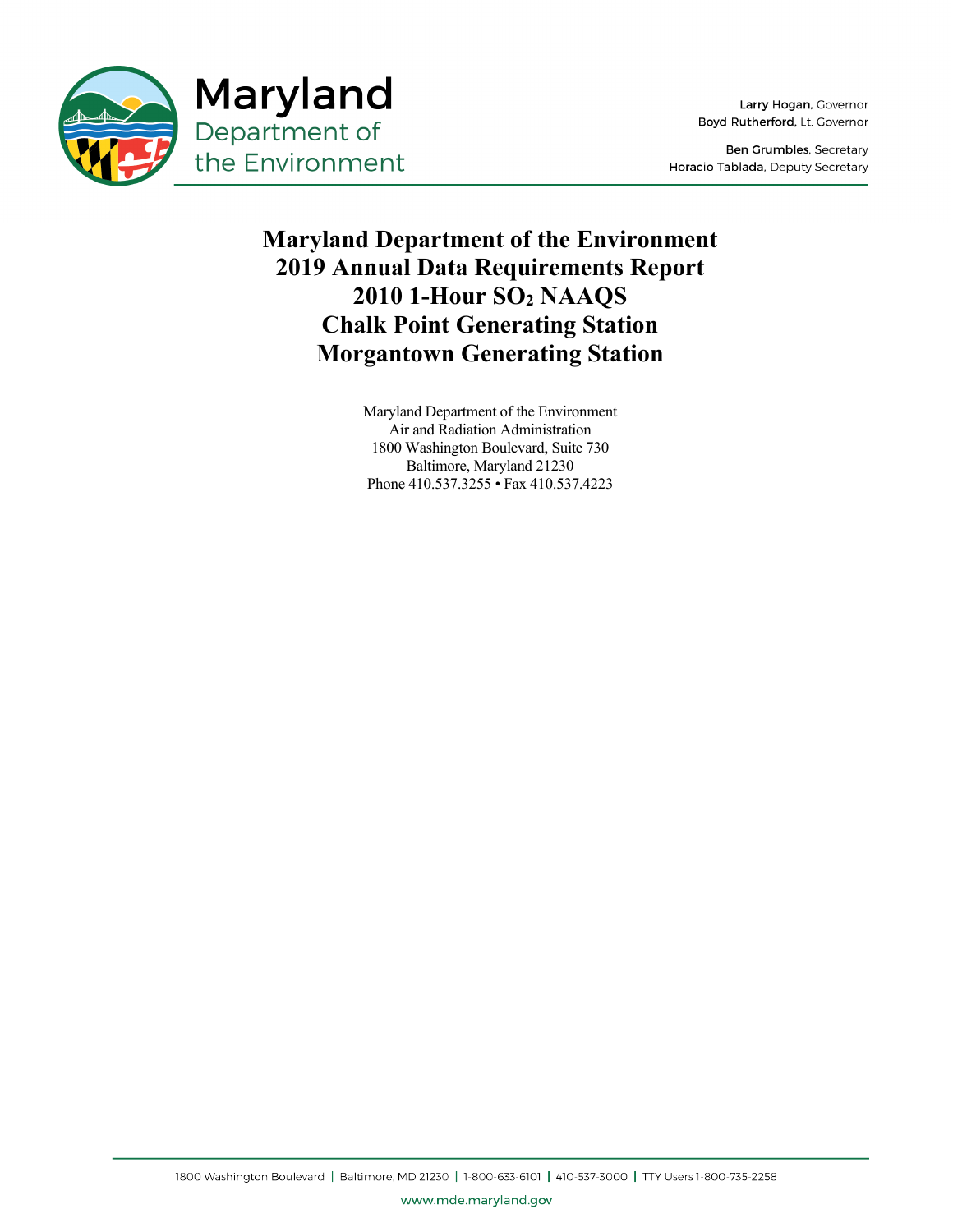Larry Hogan, Governor
Boyd Rutherford, Lt. Governor

Ben Grumbles, Secretary
Horacio Tablada, Deputy Secretary

# Maryland Department of the Environment 2019 Annual Data Requirements Report 2010 1-Hour $SO_2$ NAAQS Chalk Point Generating Station Morgantown Generating Station

Maryland Department of the Environment
Air and Radiation Administration
1800 Washington Boulevard, Suite 730
Baltimore, Maryland 21230
Phone 410.537.3255 • Fax 410.537.4223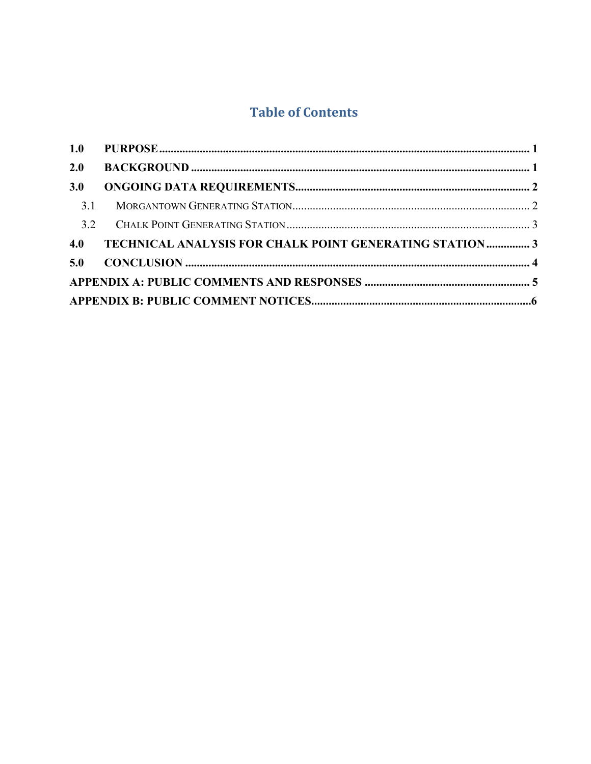# Table of Contents

| | | |
|---|---|---|
| **1.0** | **PURPOSE** | **1** |
| **2.0** | **BACKGROUND** | **1** |
| **3.0** | **ONGOING DATA REQUIREMENTS** | **2** |
| 3.1 | MORGANTOWN GENERATING STATION | 2 |
| 3.2 | CHALK POINT GENERATING STATION | 3 |
| **4.0** | **TECHNICAL ANALYSIS FOR CHALK POINT GENERATING STATION** | **3** |
| **5.0** | **CONCLUSION** | **4** |
| **APPENDIX A: PUBLIC COMMENTS AND RESPONSES** | | **5** |
| **APPENDIX B: PUBLIC COMMENT NOTICES** | | **6** |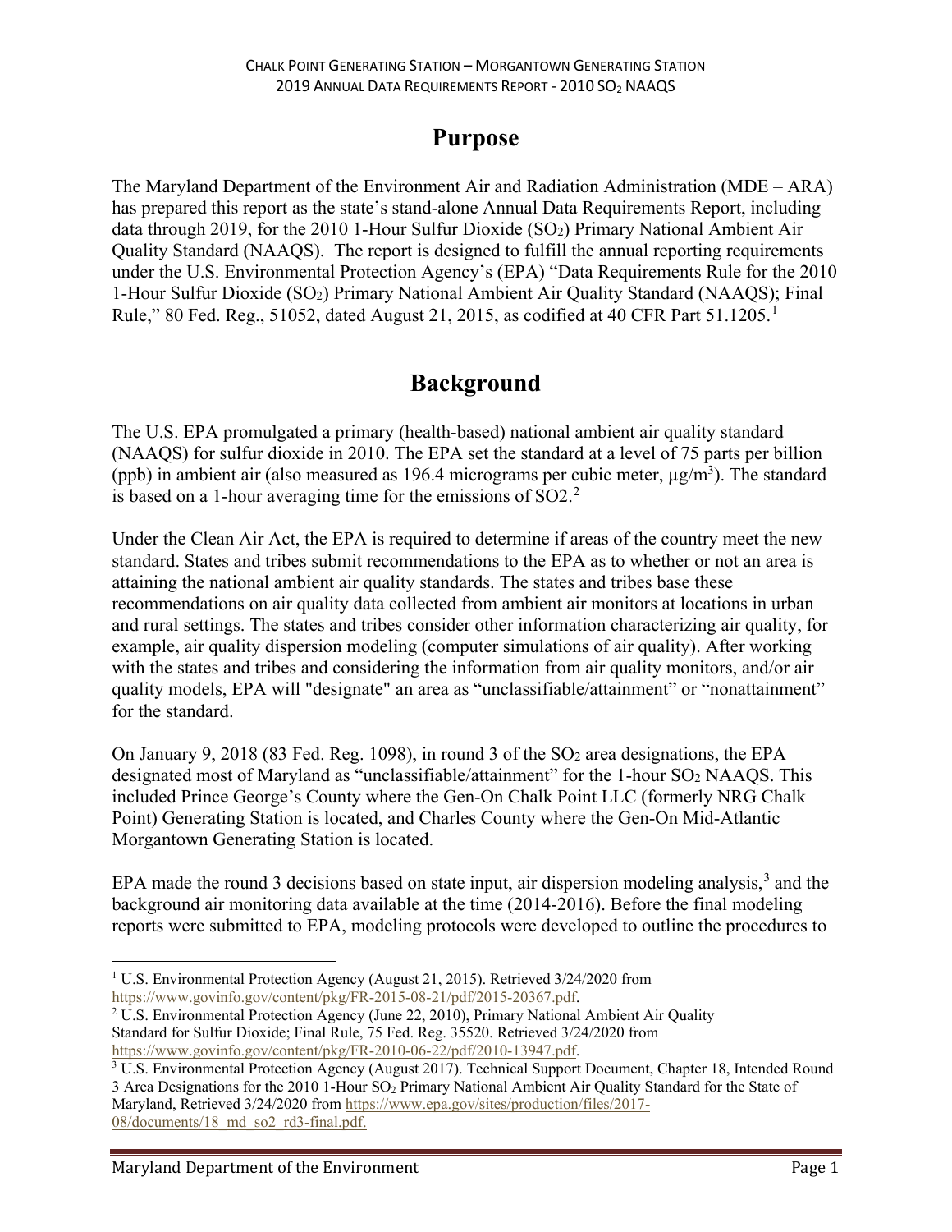# Purpose

The Maryland Department of the Environment Air and Radiation Administration (MDE – ARA) has prepared this report as the state's stand-alone Annual Data Requirements Report, including data through 2019, for the 2010 1-Hour Sulfur Dioxide ($SO_2$) Primary National Ambient Air Quality Standard (NAAQS). The report is designed to fulfill the annual reporting requirements under the U.S. Environmental Protection Agency's (EPA) "Data Requirements Rule for the 2010 1-Hour Sulfur Dioxide ($SO_2$) Primary National Ambient Air Quality Standard (NAAQS); Final Rule," 80 Fed. Reg., 51052, dated August 21, 2015, as codified at 40 CFR Part 51.1205.[1]

# Background

The U.S. EPA promulgated a primary (health-based) national ambient air quality standard (NAAQS) for sulfur dioxide in 2010. The EPA set the standard at a level of 75 parts per billion (ppb) in ambient air (also measured as 196.4 micrograms per cubic meter, $\mu g/m^3$). The standard is based on a 1-hour averaging time for the emissions of SO2.[2]

Under the Clean Air Act, the EPA is required to determine if areas of the country meet the new standard. States and tribes submit recommendations to the EPA as to whether or not an area is attaining the national ambient air quality standards. The states and tribes base these recommendations on air quality data collected from ambient air monitors at locations in urban and rural settings. The states and tribes consider other information characterizing air quality, for example, air quality dispersion modeling (computer simulations of air quality). After working with the states and tribes and considering the information from air quality monitors, and/or air quality models, EPA will "designate" an area as "unclassifiable/attainment" or "nonattainment" for the standard.

On January 9, 2018 (83 Fed. Reg. 1098), in round 3 of the $SO_2$ area designations, the EPA designated most of Maryland as "unclassifiable/attainment" for the 1-hour $SO_2$ NAAQS. This included Prince George's County where the Gen-On Chalk Point LLC (formerly NRG Chalk Point) Generating Station is located, and Charles County where the Gen-On Mid-Atlantic Morgantown Generating Station is located.

EPA made the round 3 decisions based on state input, air dispersion modeling analysis,[3] and the background air monitoring data available at the time (2014-2016). Before the final modeling reports were submitted to EPA, modeling protocols were developed to outline the procedures to

---

[1] U.S. Environmental Protection Agency (August 21, 2015). Retrieved 3/24/2020 from https://www.govinfo.gov/content/pkg/FR-2015-08-21/pdf/2015-20367.pdf.

[2] U.S. Environmental Protection Agency (June 22, 2010), Primary National Ambient Air Quality Standard for Sulfur Dioxide; Final Rule, 75 Fed. Reg. 35520. Retrieved 3/24/2020 from https://www.govinfo.gov/content/pkg/FR-2010-06-22/pdf/2010-13947.pdf.

[3] U.S. Environmental Protection Agency (August 2017). Technical Support Document, Chapter 18, Intended Round 3 Area Designations for the 2010 1-Hour $SO_2$ Primary National Ambient Air Quality Standard for the State of Maryland, Retrieved 3/24/2020 from https://www.epa.gov/sites/production/files/2017-08/documents/18_md_so2_rd3-final.pdf.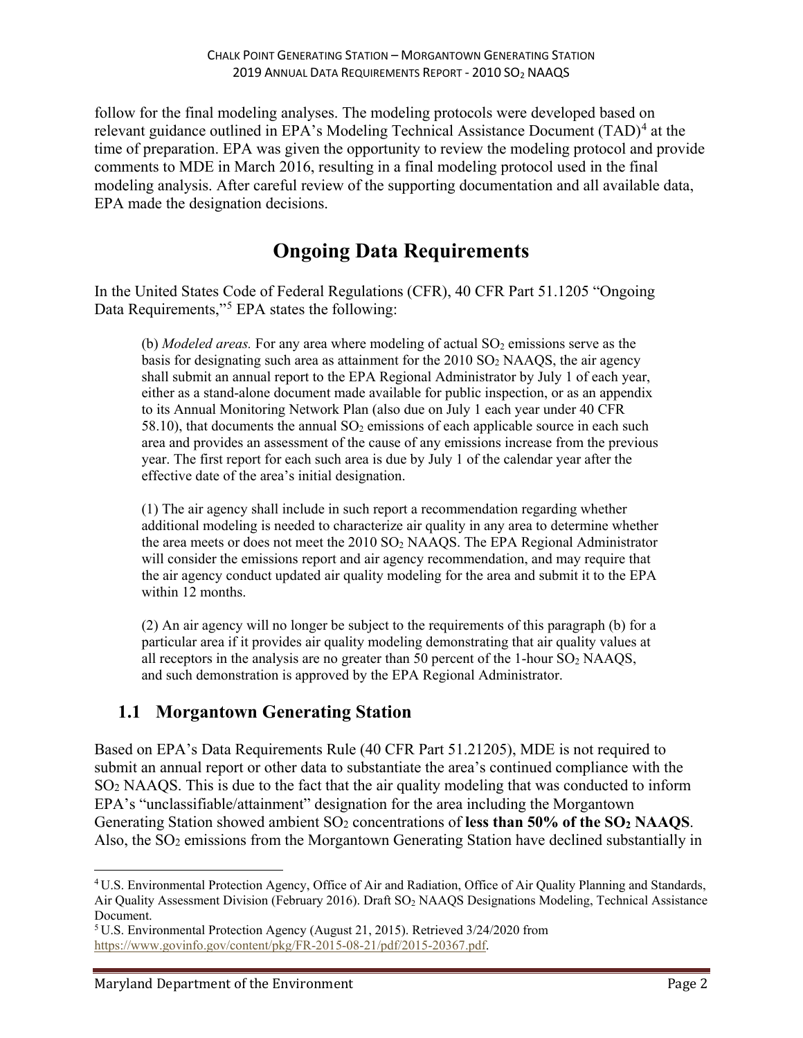follow for the final modeling analyses. The modeling protocols were developed based on relevant guidance outlined in EPA's Modeling Technical Assistance Document (TAD)[4] at the time of preparation. EPA was given the opportunity to review the modeling protocol and provide comments to MDE in March 2016, resulting in a final modeling protocol used in the final modeling analysis. After careful review of the supporting documentation and all available data, EPA made the designation decisions.

# Ongoing Data Requirements

In the United States Code of Federal Regulations (CFR), 40 CFR Part 51.1205 "Ongoing Data Requirements,"[5] EPA states the following:

> (b) *Modeled areas.* For any area where modeling of actual $SO_2$ emissions serve as the basis for designating such area as attainment for the 2010 $SO_2$ NAAQS, the air agency shall submit an annual report to the EPA Regional Administrator by July 1 of each year, either as a stand-alone document made available for public inspection, or as an appendix to its Annual Monitoring Network Plan (also due on July 1 each year under 40 CFR 58.10), that documents the annual $SO_2$ emissions of each applicable source in each such area and provides an assessment of the cause of any emissions increase from the previous year. The first report for each such area is due by July 1 of the calendar year after the effective date of the area's initial designation.
>
> (1) The air agency shall include in such report a recommendation regarding whether additional modeling is needed to characterize air quality in any area to determine whether the area meets or does not meet the 2010 $SO_2$ NAAQS. The EPA Regional Administrator will consider the emissions report and air agency recommendation, and may require that the air agency conduct updated air quality modeling for the area and submit it to the EPA within 12 months.
>
> (2) An air agency will no longer be subject to the requirements of this paragraph (b) for a particular area if it provides air quality modeling demonstrating that air quality values at all receptors in the analysis are no greater than 50 percent of the 1-hour $SO_2$ NAAQS, and such demonstration is approved by the EPA Regional Administrator.

## 1.1 Morgantown Generating Station

Based on EPA's Data Requirements Rule (40 CFR Part 51.21205), MDE is not required to submit an annual report or other data to substantiate the area's continued compliance with the $SO_2$ NAAQS. This is due to the fact that the air quality modeling that was conducted to inform EPA's "unclassifiable/attainment" designation for the area including the Morgantown Generating Station showed ambient $SO_2$ concentrations of **less than 50% of the $SO_2$ NAAQS**. Also, the $SO_2$ emissions from the Morgantown Generating Station have declined substantially in

---

[4] U.S. Environmental Protection Agency, Office of Air and Radiation, Office of Air Quality Planning and Standards, Air Quality Assessment Division (February 2016). Draft $SO_2$ NAAQS Designations Modeling, Technical Assistance Document.

[5] U.S. Environmental Protection Agency (August 21, 2015). Retrieved 3/24/2020 from https://www.govinfo.gov/content/pkg/FR-2015-08-21/pdf/2015-20367.pdf.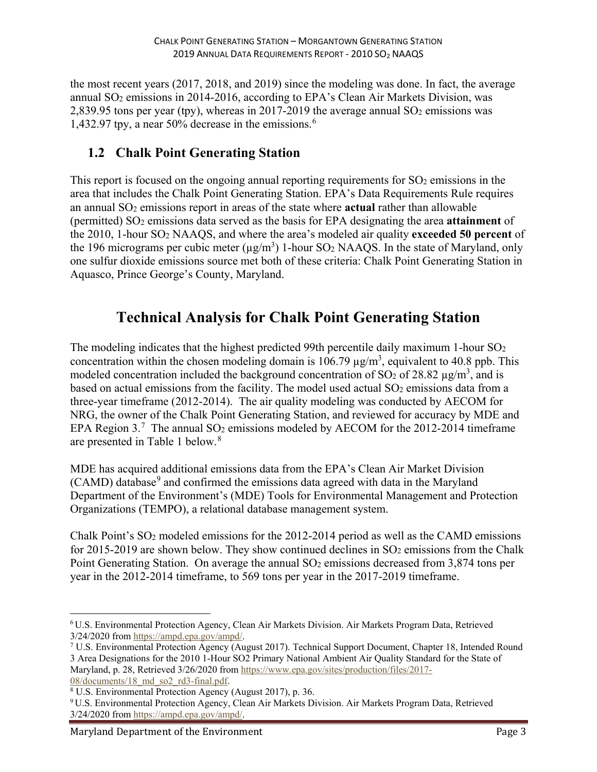the most recent years (2017, 2018, and 2019) since the modeling was done. In fact, the average annual $SO_2$ emissions in 2014-2016, according to EPA's Clean Air Markets Division, was 2,839.95 tons per year (tpy), whereas in 2017-2019 the average annual $SO_2$ emissions was 1,432.97 tpy, a near 50% decrease in the emissions.[6]

## 1.2 Chalk Point Generating Station

This report is focused on the ongoing annual reporting requirements for $SO_2$ emissions in the area that includes the Chalk Point Generating Station. EPA's Data Requirements Rule requires an annual $SO_2$ emissions report in areas of the state where **actual** rather than allowable (permitted) $SO_2$ emissions data served as the basis for EPA designating the area **attainment** of the 2010, 1-hour $SO_2$ NAAQS, and where the area's modeled air quality **exceeded 50 percent** of the 196 micrograms per cubic meter ($\mu g/m^3$) 1-hour $SO_2$ NAAQS. In the state of Maryland, only one sulfur dioxide emissions source met both of these criteria: Chalk Point Generating Station in Aquasco, Prince George's County, Maryland.

# Technical Analysis for Chalk Point Generating Station

The modeling indicates that the highest predicted 99th percentile daily maximum 1-hour $SO_2$ concentration within the chosen modeling domain is 106.79 $\mu g/m^3$, equivalent to 40.8 ppb. This modeled concentration included the background concentration of $SO_2$ of 28.82 $\mu g/m^3$, and is based on actual emissions from the facility. The model used actual $SO_2$ emissions data from a three-year timeframe (2012-2014). The air quality modeling was conducted by AECOM for NRG, the owner of the Chalk Point Generating Station, and reviewed for accuracy by MDE and EPA Region 3.[7] The annual $SO_2$ emissions modeled by AECOM for the 2012-2014 timeframe are presented in Table 1 below.[8]

MDE has acquired additional emissions data from the EPA's Clean Air Market Division (CAMD) database[9] and confirmed the emissions data agreed with data in the Maryland Department of the Environment's (MDE) Tools for Environmental Management and Protection Organizations (TEMPO), a relational database management system.

Chalk Point's $SO_2$ modeled emissions for the 2012-2014 period as well as the CAMD emissions for 2015-2019 are shown below. They show continued declines in $SO_2$ emissions from the Chalk Point Generating Station. On average the annual $SO_2$ emissions decreased from 3,874 tons per year in the 2012-2014 timeframe, to 569 tons per year in the 2017-2019 timeframe.

---

[6] U.S. Environmental Protection Agency, Clean Air Markets Division. Air Markets Program Data, Retrieved 3/24/2020 from https://ampd.epa.gov/ampd/.

[7] U.S. Environmental Protection Agency (August 2017). Technical Support Document, Chapter 18, Intended Round 3 Area Designations for the 2010 1-Hour SO2 Primary National Ambient Air Quality Standard for the State of Maryland, p. 28, Retrieved 3/26/2020 from https://www.epa.gov/sites/production/files/2017-08/documents/18_md_so2_rd3-final.pdf.

[8] U.S. Environmental Protection Agency (August 2017), p. 36.

[9] U.S. Environmental Protection Agency, Clean Air Markets Division. Air Markets Program Data, Retrieved 3/24/2020 from https://ampd.epa.gov/ampd/.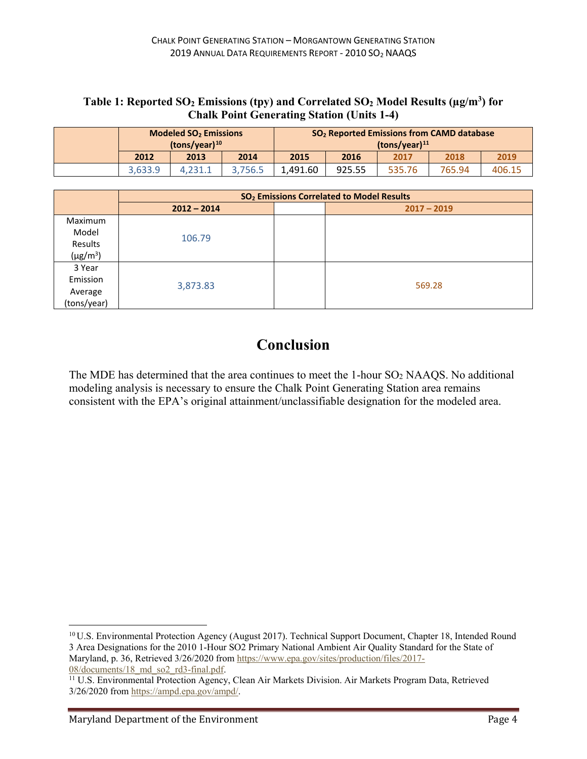**Table 1: Reported $SO_2$ Emissions (tpy) and Correlated $SO_2$ Model Results ($\mu g/m^3$) for Chalk Point Generating Station (Units 1-4)**

| | Modeled $SO_2$ Emissions (tons/year)[10] | | | $SO_2$ Reported Emissions from CAMD database (tons/year)[11] | | | | |
|---|---|---|---|---|---|---|---|---|
| | 2012 | 2013 | 2014 | 2015 | 2016 | 2017 | 2018 | 2019 |
| | 3,633.9 | 4,231.1 | 3,756.5 | 1,491.60 | 925.55 | 535.76 | 765.94 | 406.15 |

| | $SO_2$ Emissions Correlated to Model Results | | |
|---|---|---|---|
| | 2012 – 2014 | | 2017 – 2019 |
| Maximum Model Results ($\mu g/m^3$) | 106.79 | | |
| 3 Year Emission Average (tons/year) | 3,873.83 | | 569.28 |

# Conclusion

The MDE has determined that the area continues to meet the 1-hour $SO_2$ NAAQS. No additional modeling analysis is necessary to ensure the Chalk Point Generating Station area remains consistent with the EPA's original attainment/unclassifiable designation for the modeled area.

[10] U.S. Environmental Protection Agency (August 2017). Technical Support Document, Chapter 18, Intended Round 3 Area Designations for the 2010 1-Hour SO2 Primary National Ambient Air Quality Standard for the State of Maryland, p. 36, Retrieved 3/26/2020 from https://www.epa.gov/sites/production/files/2017-08/documents/18_md_so2_rd3-final.pdf.

[11] U.S. Environmental Protection Agency, Clean Air Markets Division. Air Markets Program Data, Retrieved 3/26/2020 from https://ampd.epa.gov/ampd/.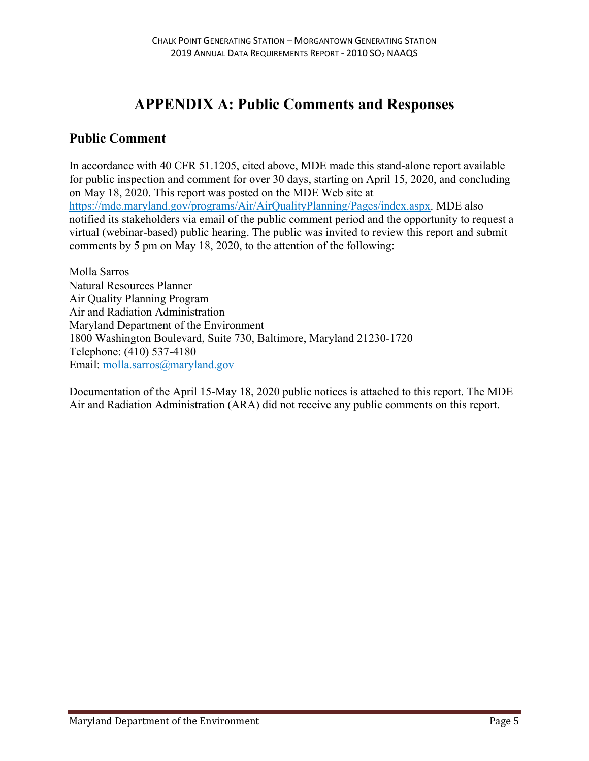# APPENDIX A: Public Comments and Responses

## Public Comment

In accordance with 40 CFR 51.1205, cited above, MDE made this stand-alone report available for public inspection and comment for over 30 days, starting on April 15, 2020, and concluding on May 18, 2020. This report was posted on the MDE Web site at https://mde.maryland.gov/programs/Air/AirQualityPlanning/Pages/index.aspx. MDE also notified its stakeholders via email of the public comment period and the opportunity to request a virtual (webinar-based) public hearing. The public was invited to review this report and submit comments by 5 pm on May 18, 2020, to the attention of the following:

Molla Sarros
Natural Resources Planner
Air Quality Planning Program
Air and Radiation Administration
Maryland Department of the Environment
1800 Washington Boulevard, Suite 730, Baltimore, Maryland 21230-1720
Telephone: (410) 537-4180
Email: molla.sarros@maryland.gov

Documentation of the April 15-May 18, 2020 public notices is attached to this report. The MDE Air and Radiation Administration (ARA) did not receive any public comments on this report.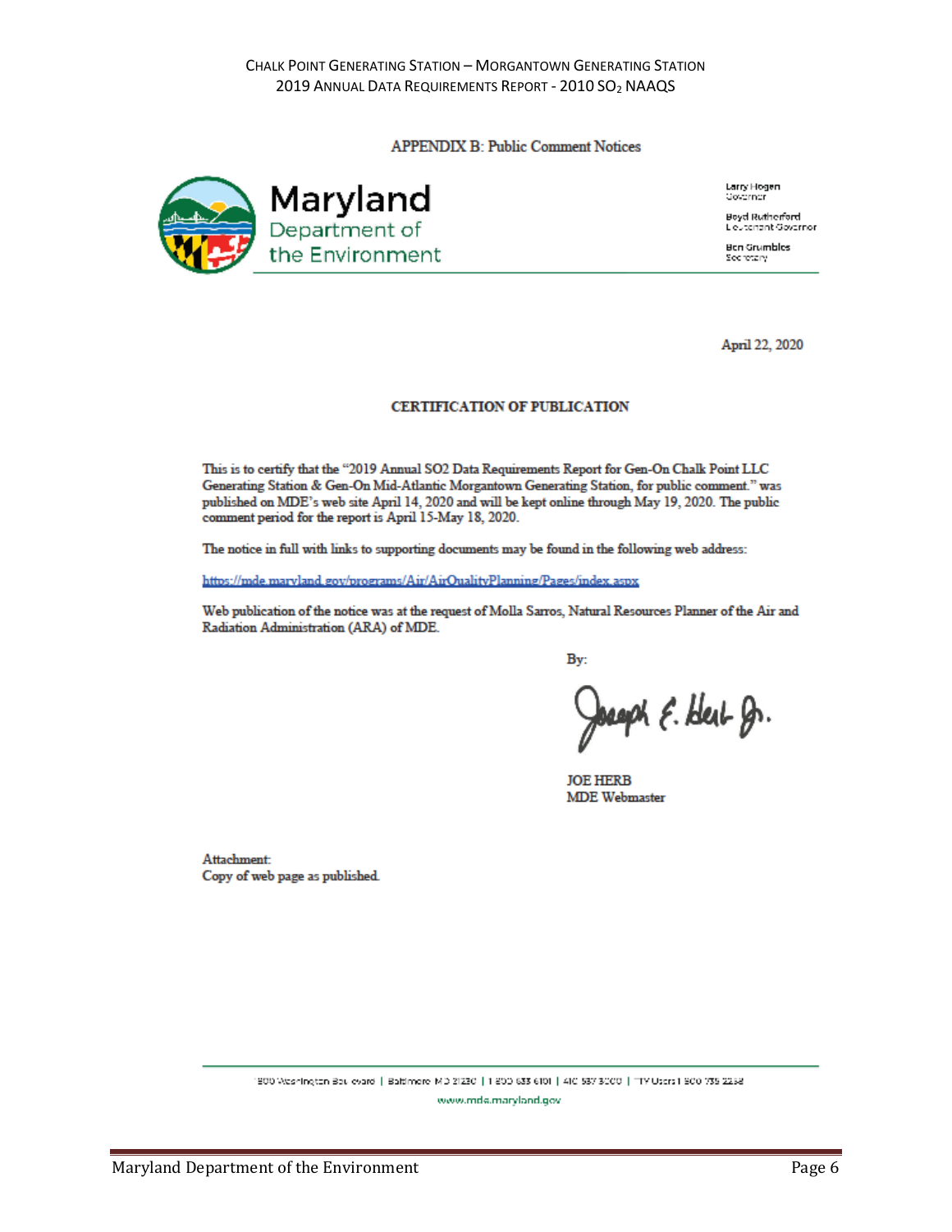APPENDIX B: Public Comment Notices

**Maryland Department of the Environment**

Larry Hogan
Governor

Boyd Rutherford
Lieutenant Governor

Ben Grumbles
Secretary

April 22, 2020

**CERTIFICATION OF PUBLICATION**

This is to certify that the "2019 Annual SO2 Data Requirements Report for Gen-On Chalk Point LLC Generating Station & Gen-On Mid-Atlantic Morgantown Generating Station, for public comment." was published on MDE's web site April 14, 2020 and will be kept online through May 19, 2020. The public comment period for the report is April 15-May 18, 2020.

The notice in full with links to supporting documents may be found in the following web address:

https://mde.maryland.gov/programs/Air/AirQualityPlanning/Pages/index.aspx

Web publication of the notice was at the request of Molla Sarros, Natural Resources Planner of the Air and Radiation Administration (ARA) of MDE.

By:

Joseph E. Herb Jr.

JOE HERB
MDE Webmaster

Attachment:
Copy of web page as published.

1800 Washington Boulevard | Baltimore MD 21230 | 1 800 633 6101 | 410 537 3000 | TTY Users 1 800 735 2258
www.mde.maryland.gov